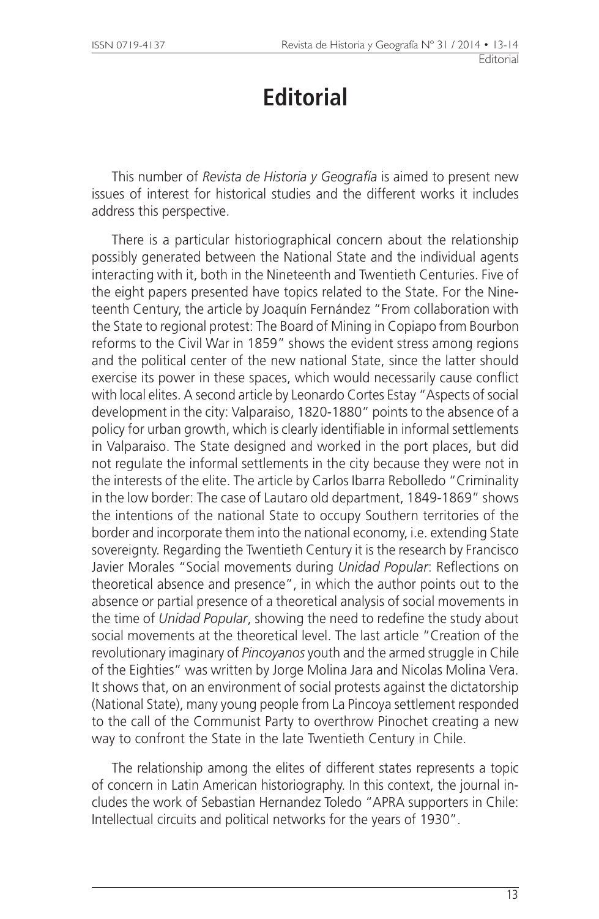# Editorial

This number of *Revista de Historia y Geografía* is aimed to present new issues of interest for historical studies and the different works it includes address this perspective.

There is a particular historiographical concern about the relationship possibly generated between the National State and the individual agents interacting with it, both in the Nineteenth and Twentieth Centuries. Five of the eight papers presented have topics related to the State. For the Nineteenth Century, the article by Joaquín Fernández "From collaboration with the State to regional protest: The Board of Mining in Copiapo from Bourbon reforms to the Civil War in 1859" shows the evident stress among regions and the political center of the new national State, since the latter should exercise its power in these spaces, which would necessarily cause conflict with local elites. A second article by Leonardo Cortes Estay "Aspects of social development in the city: Valparaiso, 1820-1880" points to the absence of a policy for urban growth, which is clearly identifiable in informal settlements in Valparaiso. The State designed and worked in the port places, but did not regulate the informal settlements in the city because they were not in the interests of the elite. The article by Carlos Ibarra Rebolledo "Criminality in the low border: The case of Lautaro old department, 1849-1869" shows the intentions of the national State to occupy Southern territories of the border and incorporate them into the national economy, i.e. extending State sovereignty. Regarding the Twentieth Century it is the research by Francisco Javier Morales "Social movements during *Unidad Popular*: Reflections on theoretical absence and presence", in which the author points out to the absence or partial presence of a theoretical analysis of social movements in the time of *Unidad Popular*, showing the need to redefine the study about social movements at the theoretical level. The last article "Creation of the revolutionary imaginary of *Pincoyanos* youth and the armed struggle in Chile of the Eighties" was written by Jorge Molina Jara and Nicolas Molina Vera. It shows that, on an environment of social protests against the dictatorship (National State), many young people from La Pincoya settlement responded to the call of the Communist Party to overthrow Pinochet creating a new way to confront the State in the late Twentieth Century in Chile.

The relationship among the elites of different states represents a topic of concern in Latin American historiography. In this context, the journal includes the work of Sebastian Hernandez Toledo "APRA supporters in Chile: Intellectual circuits and political networks for the years of 1930".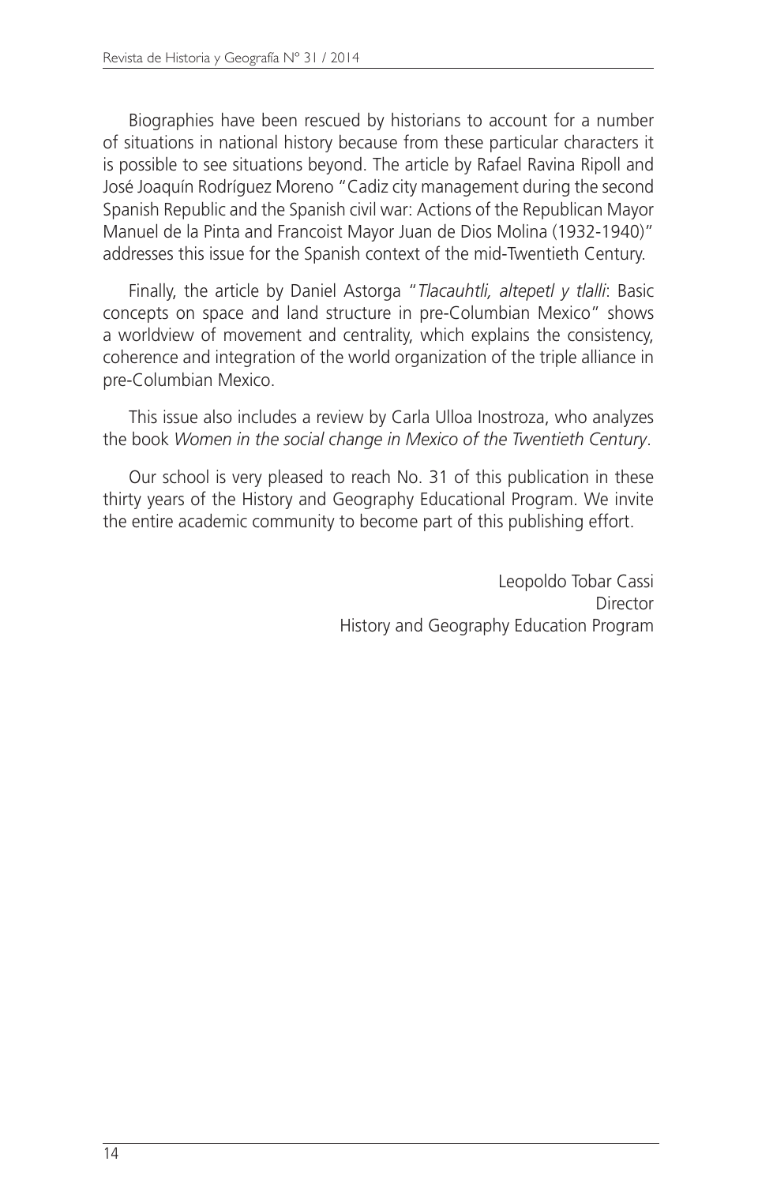Biographies have been rescued by historians to account for a number of situations in national history because from these particular characters it is possible to see situations beyond. The article by Rafael Ravina Ripoll and José Joaquín Rodríguez Moreno "Cadiz city management during the second Spanish Republic and the Spanish civil war: Actions of the Republican Mayor Manuel de la Pinta and Francoist Mayor Juan de Dios Molina (1932-1940)" addresses this issue for the Spanish context of the mid-Twentieth Century.

Finally, the article by Daniel Astorga "*Tlacauhtli, altepetl y tlalli*: Basic concepts on space and land structure in pre-Columbian Mexico" shows a worldview of movement and centrality, which explains the consistency, coherence and integration of the world organization of the triple alliance in pre-Columbian Mexico.

This issue also includes a review by Carla Ulloa Inostroza, who analyzes the book *Women in the social change in Mexico of the Twentieth Century*.

Our school is very pleased to reach No. 31 of this publication in these thirty years of the History and Geography Educational Program. We invite the entire academic community to become part of this publishing effort.

Leopoldo Tobar Cassi
Director
History and Geography Education Program